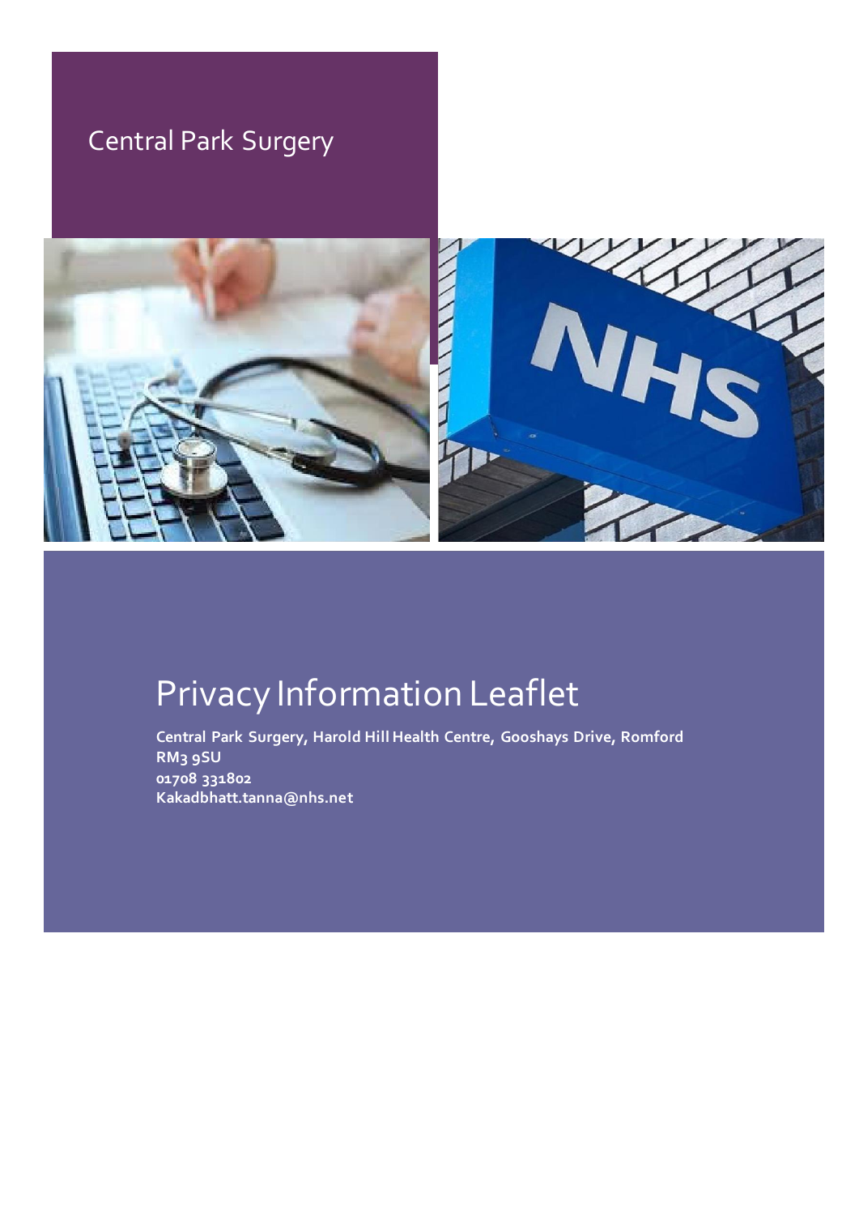Central Park Surgery

# Privacy Information Leaflet

**Central Park Surgery, Harold Hill Health Centre, Gooshays Drive, Romford RM3 9SU**
**01708 331802**
**Kakadbhatt.tanna@nhs.net**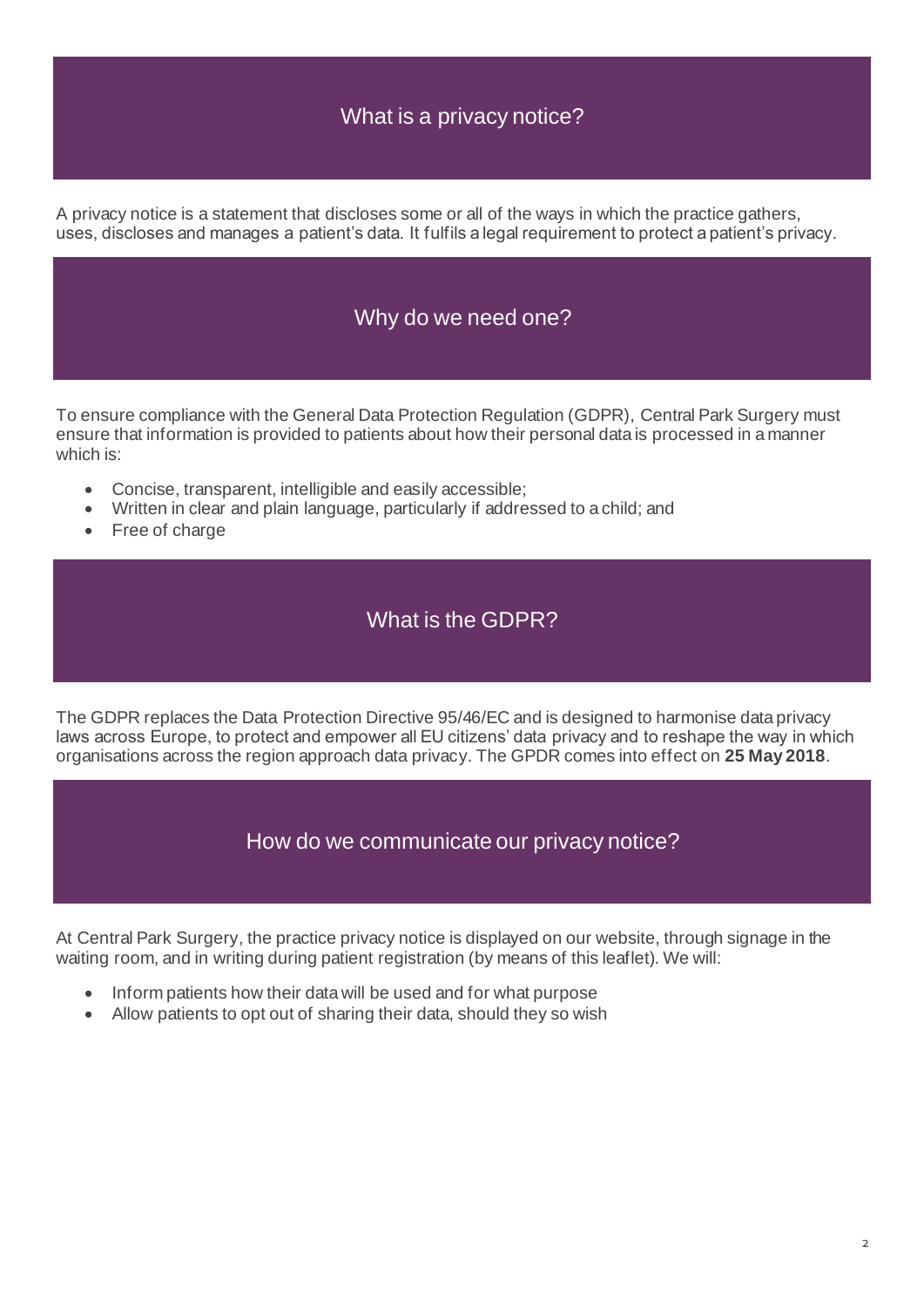## What is a privacy notice?

A privacy notice is a statement that discloses some or all of the ways in which the practice gathers, uses, discloses and manages a patient's data. It fulfils a legal requirement to protect a patient's privacy.

## Why do we need one?

To ensure compliance with the General Data Protection Regulation (GDPR), Central Park Surgery must ensure that information is provided to patients about how their personal data is processed in a manner which is:

- Concise, transparent, intelligible and easily accessible;
- Written in clear and plain language, particularly if addressed to a child; and
- Free of charge

## What is the GDPR?

The GDPR replaces the Data Protection Directive 95/46/EC and is designed to harmonise data privacy laws across Europe, to protect and empower all EU citizens' data privacy and to reshape the way in which organisations across the region approach data privacy. The GPDR comes into effect on **25 May 2018**.

## How do we communicate our privacy notice?

At Central Park Surgery, the practice privacy notice is displayed on our website, through signage in the waiting room, and in writing during patient registration (by means of this leaflet). We will:

- Inform patients how their data will be used and for what purpose
- Allow patients to opt out of sharing their data, should they so wish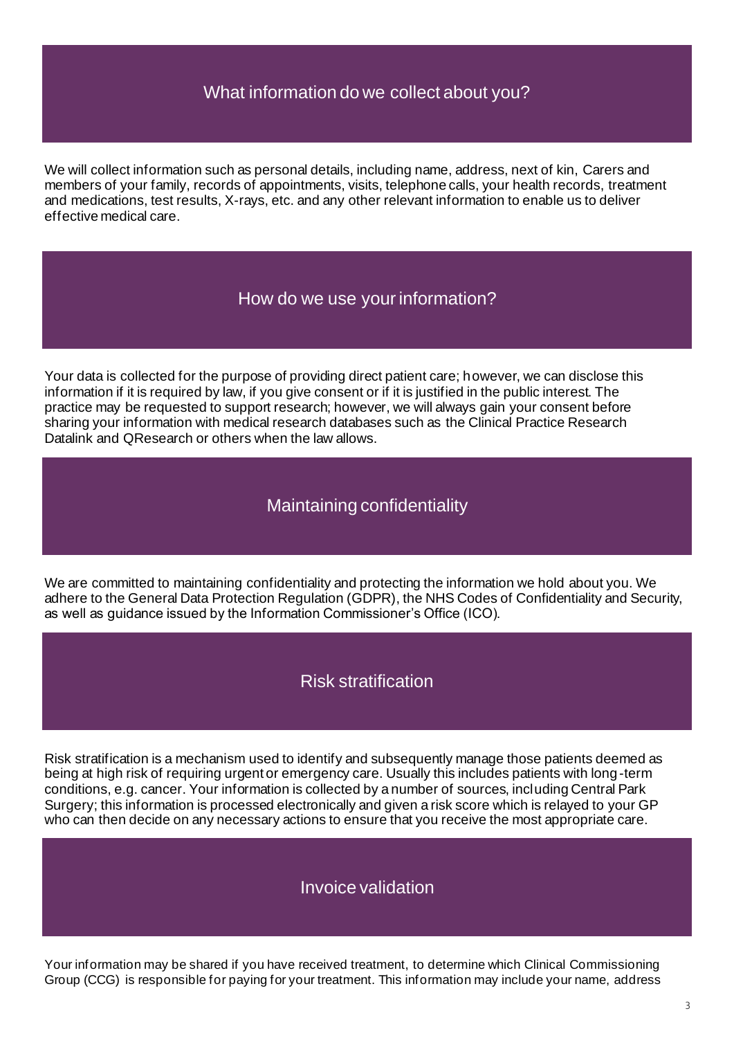## What information do we collect about you?

We will collect information such as personal details, including name, address, next of kin, Carers and members of your family, records of appointments, visits, telephone calls, your health records, treatment and medications, test results, X-rays, etc. and any other relevant information to enable us to deliver effective medical care.

## How do we use your information?

Your data is collected for the purpose of providing direct patient care; however, we can disclose this information if it is required by law, if you give consent or if it is justified in the public interest. The practice may be requested to support research; however, we will always gain your consent before sharing your information with medical research databases such as the Clinical Practice Research Datalink and QResearch or others when the law allows.

## Maintaining confidentiality

We are committed to maintaining confidentiality and protecting the information we hold about you. We adhere to the General Data Protection Regulation (GDPR), the NHS Codes of Confidentiality and Security, as well as guidance issued by the Information Commissioner's Office (ICO).

## Risk stratification

Risk stratification is a mechanism used to identify and subsequently manage those patients deemed as being at high risk of requiring urgent or emergency care. Usually this includes patients with long-term conditions, e.g. cancer. Your information is collected by a number of sources, including Central Park Surgery; this information is processed electronically and given a risk score which is relayed to your GP who can then decide on any necessary actions to ensure that you receive the most appropriate care.

## Invoice validation

Your information may be shared if you have received treatment, to determine which Clinical Commissioning Group (CCG) is responsible for paying for your treatment. This information may include your name, address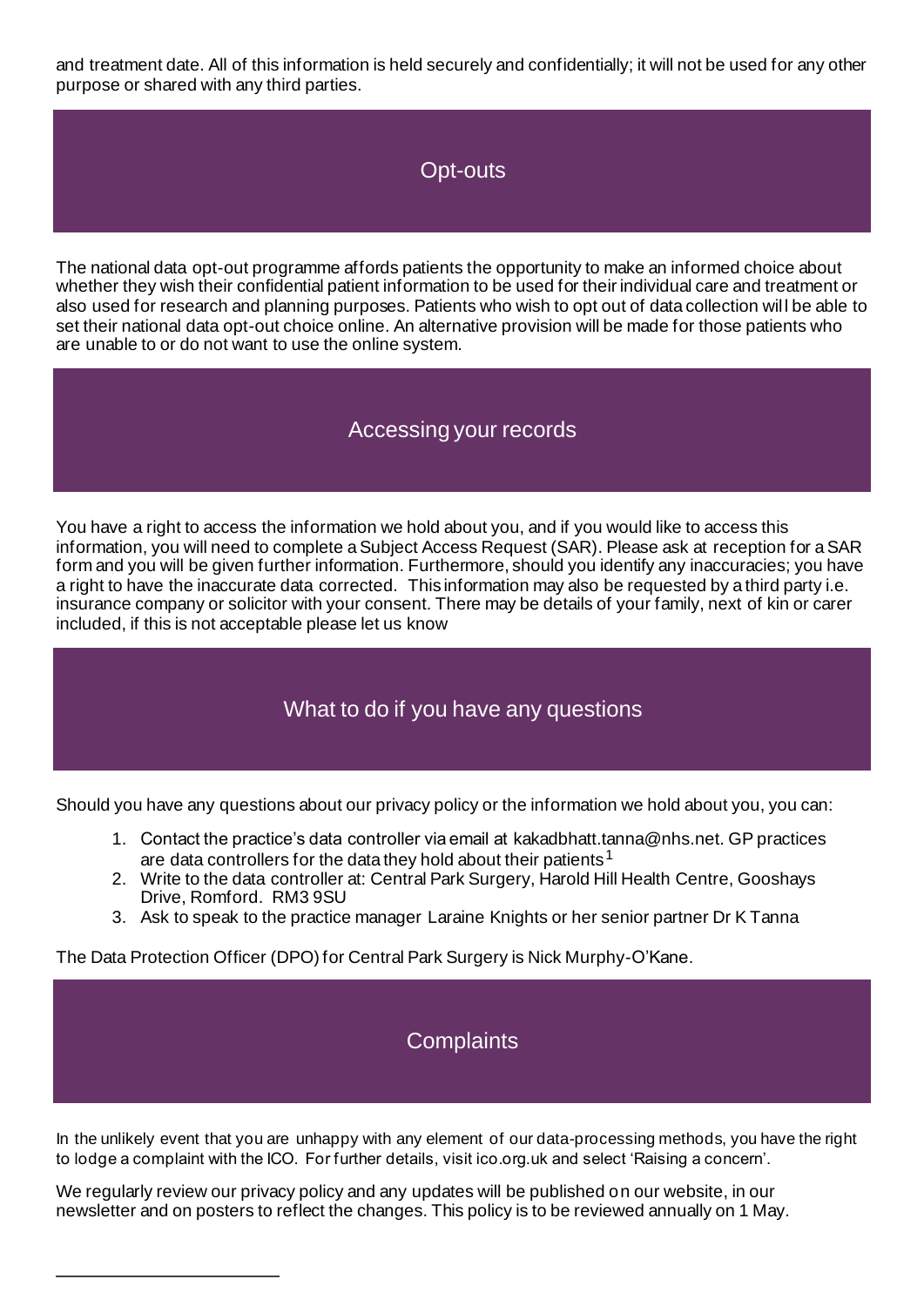and treatment date. All of this information is held securely and confidentially; it will not be used for any other purpose or shared with any third parties.

## Opt-outs

The national data opt-out programme affords patients the opportunity to make an informed choice about whether they wish their confidential patient information to be used for their individual care and treatment or also used for research and planning purposes. Patients who wish to opt out of data collection will be able to set their national data opt-out choice online. An alternative provision will be made for those patients who are unable to or do not want to use the online system.

## Accessing your records

You have a right to access the information we hold about you, and if you would like to access this information, you will need to complete a Subject Access Request (SAR). Please ask at reception for a SAR form and you will be given further information. Furthermore, should you identify any inaccuracies; you have a right to have the inaccurate data corrected. This information may also be requested by a third party i.e. insurance company or solicitor with your consent. There may be details of your family, next of kin or carer included, if this is not acceptable please let us know

## What to do if you have any questions

Should you have any questions about our privacy policy or the information we hold about you, you can:

1. Contact the practice's data controller via email at kakadbhatt.tanna@nhs.net. GP practices are data controllers for the data they hold about their patients[1]
2. Write to the data controller at: Central Park Surgery, Harold Hill Health Centre, Gooshays Drive, Romford. RM3 9SU
3. Ask to speak to the practice manager Laraine Knights or her senior partner Dr K Tanna

The Data Protection Officer (DPO) for Central Park Surgery is Nick Murphy-O'Kane.

## Complaints

In the unlikely event that you are unhappy with any element of our data-processing methods, you have the right to lodge a complaint with the ICO. For further details, visit ico.org.uk and select 'Raising a concern'.

We regularly review our privacy policy and any updates will be published on our website, in our newsletter and on posters to reflect the changes. This policy is to be reviewed annually on 1 May.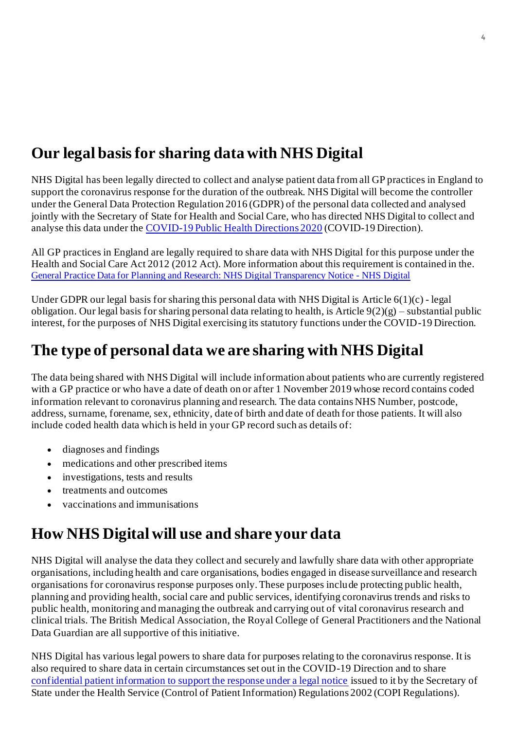## Our legal basis for sharing data with NHS Digital

NHS Digital has been legally directed to collect and analyse patient data from all GP practices in England to support the coronavirus response for the duration of the outbreak. NHS Digital will become the controller under the General Data Protection Regulation 2016 (GDPR) of the personal data collected and analysed jointly with the Secretary of State for Health and Social Care, who has directed NHS Digital to collect and analyse this data under the [COVID-19 Public Health Directions 2020]() (COVID-19 Direction).

All GP practices in England are legally required to share data with NHS Digital for this purpose under the Health and Social Care Act 2012 (2012 Act). More information about this requirement is contained in the. [General Practice Data for Planning and Research: NHS Digital Transparency Notice - NHS Digital]()

Under GDPR our legal basis for sharing this personal data with NHS Digital is Article 6(1)(c) - legal obligation. Our legal basis for sharing personal data relating to health, is Article 9(2)(g) – substantial public interest, for the purposes of NHS Digital exercising its statutory functions under the COVID-19 Direction.

## The type of personal data we are sharing with NHS Digital

The data being shared with NHS Digital will include information about patients who are currently registered with a GP practice or who have a date of death on or after 1 November 2019 whose record contains coded information relevant to coronavirus planning and research. The data contains NHS Number, postcode, address, surname, forename, sex, ethnicity, date of birth and date of death for those patients. It will also include coded health data which is held in your GP record such as details of:

- diagnoses and findings
- medications and other prescribed items
- investigations, tests and results
- treatments and outcomes
- vaccinations and immunisations

## How NHS Digital will use and share your data

NHS Digital will analyse the data they collect and securely and lawfully share data with other appropriate organisations, including health and care organisations, bodies engaged in disease surveillance and research organisations for coronavirus response purposes only. These purposes include protecting public health, planning and providing health, social care and public services, identifying coronavirus trends and risks to public health, monitoring and managing the outbreak and carrying out of vital coronavirus research and clinical trials. The British Medical Association, the Royal College of General Practitioners and the National Data Guardian are all supportive of this initiative.

NHS Digital has various legal powers to share data for purposes relating to the coronavirus response. It is also required to share data in certain circumstances set out in the COVID-19 Direction and to share [confidential patient information to support the response under a legal notice]() issued to it by the Secretary of State under the Health Service (Control of Patient Information) Regulations 2002 (COPI Regulations).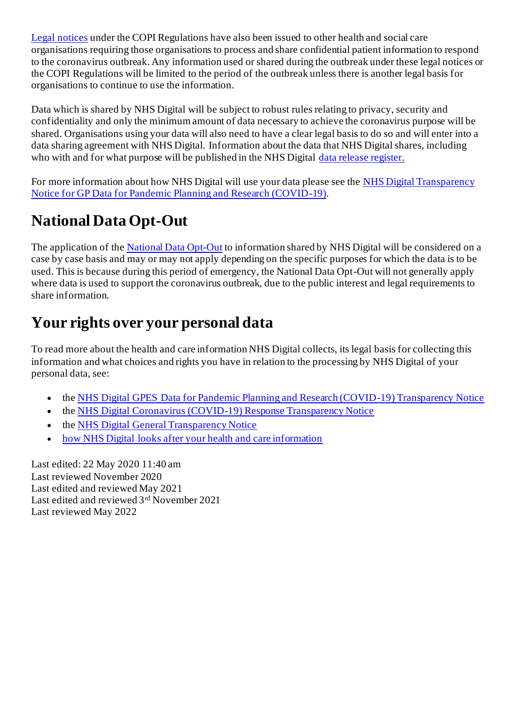Legal notices under the COPI Regulations have also been issued to other health and social care organisations requiring those organisations to process and share confidential patient information to respond to the coronavirus outbreak. Any information used or shared during the outbreak under these legal notices or the COPI Regulations will be limited to the period of the outbreak unless there is another legal basis for organisations to continue to use the information.

Data which is shared by NHS Digital will be subject to robust rules relating to privacy, security and confidentiality and only the minimum amount of data necessary to achieve the coronavirus purpose will be shared. Organisations using your data will also need to have a clear legal basis to do so and will enter into a data sharing agreement with NHS Digital. Information about the data that NHS Digital shares, including who with and for what purpose will be published in the NHS Digital data release register.

For more information about how NHS Digital will use your data please see the NHS Digital Transparency Notice for GP Data for Pandemic Planning and Research (COVID-19).

## National Data Opt-Out

The application of the National Data Opt-Out to information shared by NHS Digital will be considered on a case by case basis and may or may not apply depending on the specific purposes for which the data is to be used. This is because during this period of emergency, the National Data Opt-Out will not generally apply where data is used to support the coronavirus outbreak, due to the public interest and legal requirements to share information.

## Your rights over your personal data

To read more about the health and care information NHS Digital collects, its legal basis for collecting this information and what choices and rights you have in relation to the processing by NHS Digital of your personal data, see:

- the NHS Digital GPES Data for Pandemic Planning and Research (COVID-19) Transparency Notice
- the NHS Digital Coronavirus (COVID-19) Response Transparency Notice
- the NHS Digital General Transparency Notice
- how NHS Digital looks after your health and care information

Last edited: 22 May 2020 11:40 am
Last reviewed November 2020
Last edited and reviewed May 2021
Last edited and reviewed 3rd November 2021
Last reviewed May 2022